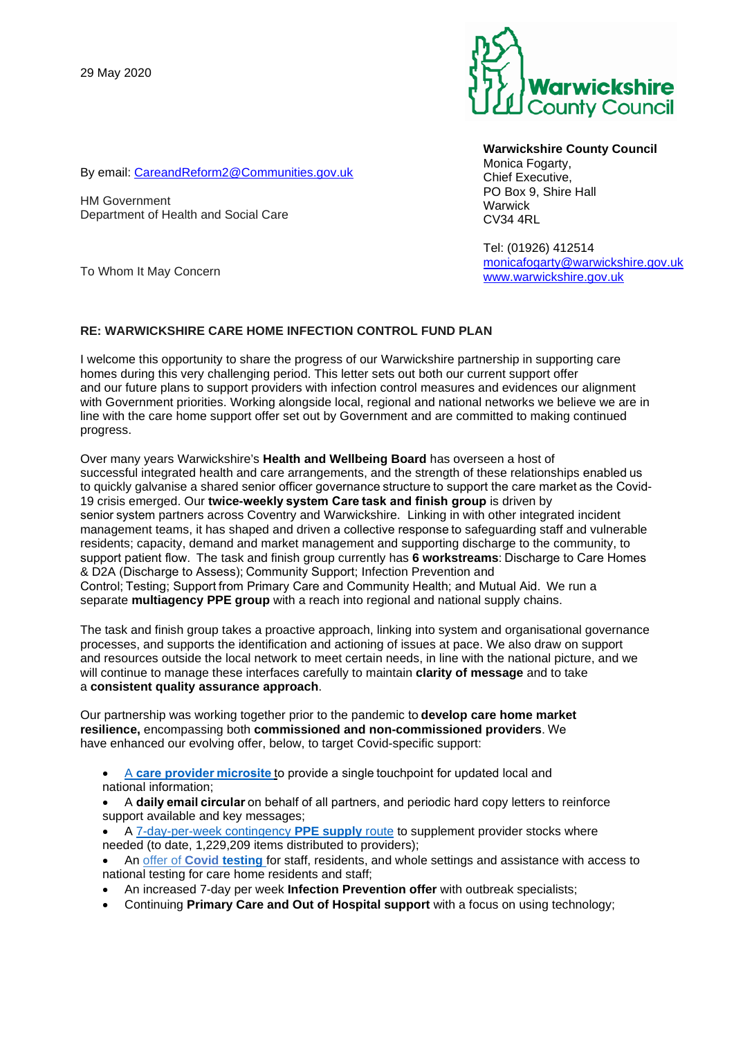29 May 2020

Warwickshire County Council

By email: CareandReform2@Communities.gov.uk

HM Government
Department of Health and Social Care

**Warwickshire County Council**
Monica Fogarty,
Chief Executive,
PO Box 9, Shire Hall
Warwick
CV34 4RL

Tel: (01926) 412514
monicafogarty@warwickshire.gov.uk
www.warwickshire.gov.uk

To Whom It May Concern

**RE: WARWICKSHIRE CARE HOME INFECTION CONTROL FUND PLAN**

I welcome this opportunity to share the progress of our Warwickshire partnership in supporting care homes during this very challenging period. This letter sets out both our current support offer and our future plans to support providers with infection control measures and evidences our alignment with Government priorities. Working alongside local, regional and national networks we believe we are in line with the care home support offer set out by Government and are committed to making continued progress.

Over many years Warwickshire's **Health and Wellbeing Board** has overseen a host of successful integrated health and care arrangements, and the strength of these relationships enabled us to quickly galvanise a shared senior officer governance structure to support the care market as the Covid-19 crisis emerged. Our **twice-weekly system Care task and finish group** is driven by senior system partners across Coventry and Warwickshire. Linking in with other integrated incident management teams, it has shaped and driven a collective response to safeguarding staff and vulnerable residents; capacity, demand and market management and supporting discharge to the community, to support patient flow. The task and finish group currently has **6 workstreams**: Discharge to Care Homes & D2A (Discharge to Assess); Community Support; Infection Prevention and Control; Testing; Support from Primary Care and Community Health; and Mutual Aid. We run a separate **multiagency PPE group** with a reach into regional and national supply chains.

The task and finish group takes a proactive approach, linking into system and organisational governance processes, and supports the identification and actioning of issues at pace. We also draw on support and resources outside the local network to meet certain needs, in line with the national picture, and we will continue to manage these interfaces carefully to maintain **clarity of message** and to take a **consistent quality assurance approach**.

Our partnership was working together prior to the pandemic to **develop care home market resilience,** encompassing both **commissioned and non-commissioned providers**. We have enhanced our evolving offer, below, to target Covid-specific support:

- A **care provider microsite** to provide a single touchpoint for updated local and national information;
- A **daily email circular** on behalf of all partners, and periodic hard copy letters to reinforce support available and key messages;
- A 7-day-per-week contingency **PPE supply** route to supplement provider stocks where needed (to date, 1,229,209 items distributed to providers);
- An offer of **Covid testing** for staff, residents, and whole settings and assistance with access to national testing for care home residents and staff;
- An increased 7-day per week **Infection Prevention offer** with outbreak specialists;
- Continuing **Primary Care and Out of Hospital support** with a focus on using technology;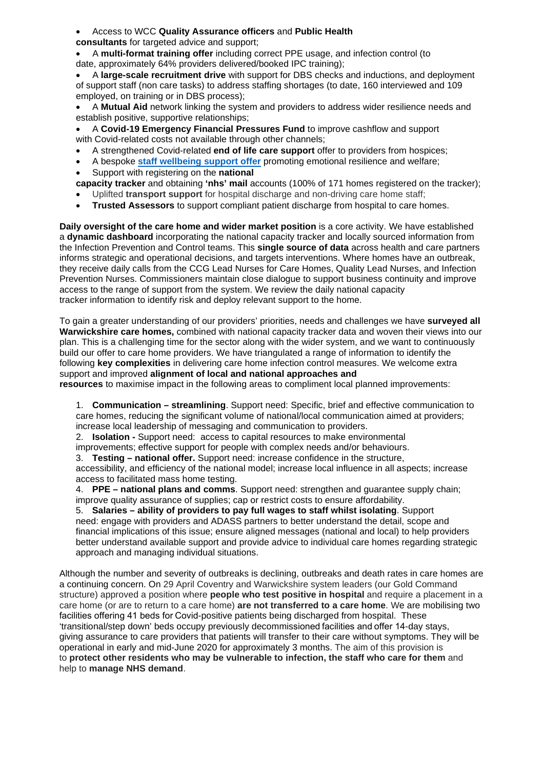- Access to WCC **Quality Assurance officers** and **Public Health consultants** for targeted advice and support;
- A **multi-format training offer** including correct PPE usage, and infection control (to date, approximately 64% providers delivered/booked IPC training);
- A **large-scale recruitment drive** with support for DBS checks and inductions, and deployment of support staff (non care tasks) to address staffing shortages (to date, 160 interviewed and 109 employed, on training or in DBS process);
- A **Mutual Aid** network linking the system and providers to address wider resilience needs and establish positive, supportive relationships;
- A **Covid-19 Emergency Financial Pressures Fund** to improve cashflow and support with Covid-related costs not available through other channels;
- A strengthened Covid-related **end of life care support** offer to providers from hospices;
- A bespoke **staff wellbeing support offer** promoting emotional resilience and welfare;
- Support with registering on the **national capacity tracker** and obtaining **'nhs' mail** accounts (100% of 171 homes registered on the tracker);
- Uplifted **transport support** for hospital discharge and non-driving care home staff;
- **Trusted Assessors** to support compliant patient discharge from hospital to care homes.

**Daily oversight of the care home and wider market position** is a core activity. We have established a **dynamic dashboard** incorporating the national capacity tracker and locally sourced information from the Infection Prevention and Control teams. This **single source of data** across health and care partners informs strategic and operational decisions, and targets interventions. Where homes have an outbreak, they receive daily calls from the CCG Lead Nurses for Care Homes, Quality Lead Nurses, and Infection Prevention Nurses. Commissioners maintain close dialogue to support business continuity and improve access to the range of support from the system. We review the daily national capacity tracker information to identify risk and deploy relevant support to the home.

To gain a greater understanding of our providers' priorities, needs and challenges we have **surveyed all Warwickshire care homes,** combined with national capacity tracker data and woven their views into our plan. This is a challenging time for the sector along with the wider system, and we want to continuously build our offer to care home providers. We have triangulated a range of information to identify the following **key complexities** in delivering care home infection control measures. We welcome extra support and improved **alignment of local and national approaches and resources** to maximise impact in the following areas to compliment local planned improvements:

1. **Communication – streamlining**. Support need: Specific, brief and effective communication to care homes, reducing the significant volume of national/local communication aimed at providers; increase local leadership of messaging and communication to providers.
2. **Isolation -** Support need: access to capital resources to make environmental improvements; effective support for people with complex needs and/or behaviours.
3. **Testing – national offer.** Support need: increase confidence in the structure, accessibility, and efficiency of the national model; increase local influence in all aspects; increase access to facilitated mass home testing.
4. **PPE – national plans and comms**. Support need: strengthen and guarantee supply chain; improve quality assurance of supplies; cap or restrict costs to ensure affordability.
5. **Salaries – ability of providers to pay full wages to staff whilst isolating**. Support need: engage with providers and ADASS partners to better understand the detail, scope and financial implications of this issue; ensure aligned messages (national and local) to help providers better understand available support and provide advice to individual care homes regarding strategic approach and managing individual situations.

Although the number and severity of outbreaks is declining, outbreaks and death rates in care homes are a continuing concern. On 29 April Coventry and Warwickshire system leaders (our Gold Command structure) approved a position where **people who test positive in hospital** and require a placement in a care home (or are to return to a care home) **are not transferred to a care home**. We are mobilising two facilities offering 41 beds for Covid-positive patients being discharged from hospital. These 'transitional/step down' beds occupy previously decommissioned facilities and offer 14-day stays, giving assurance to care providers that patients will transfer to their care without symptoms. They will be operational in early and mid-June 2020 for approximately 3 months. The aim of this provision is to **protect other residents who may be vulnerable to infection, the staff who care for them** and help to **manage NHS demand**.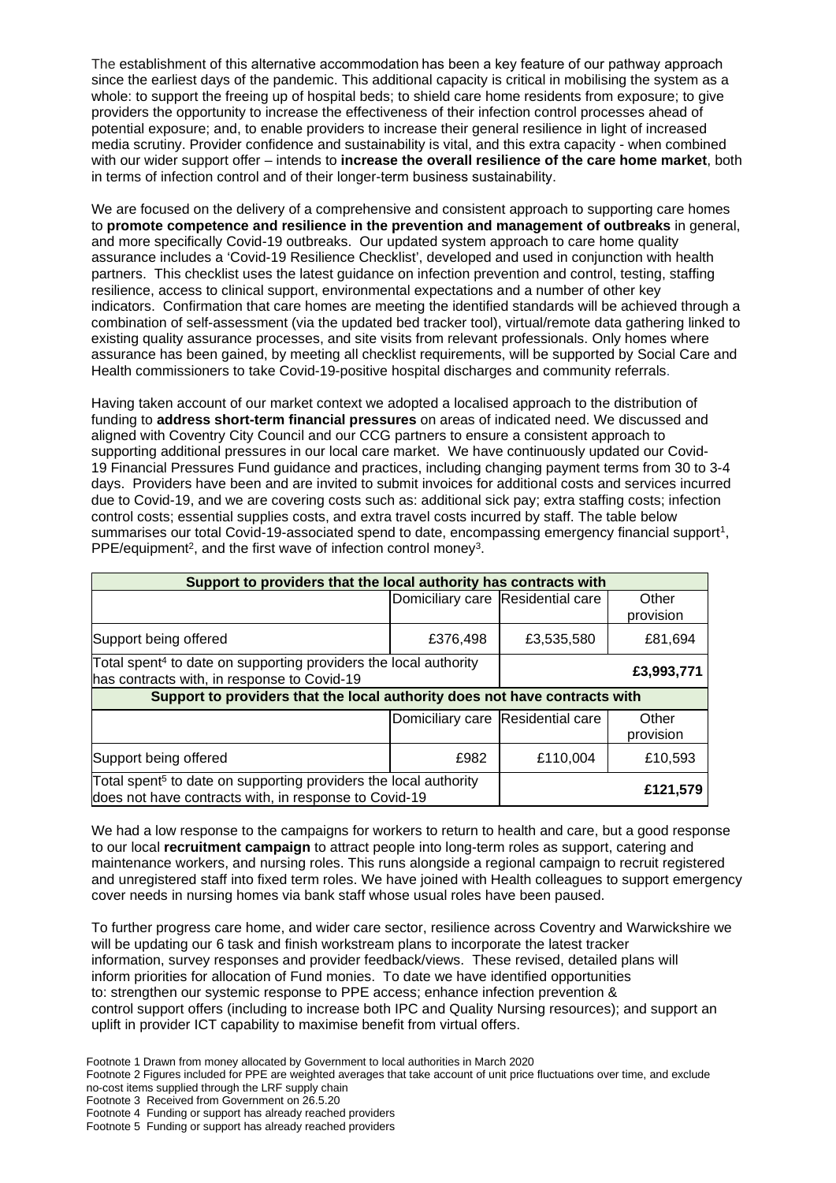The establishment of this alternative accommodation has been a key feature of our pathway approach since the earliest days of the pandemic. This additional capacity is critical in mobilising the system as a whole: to support the freeing up of hospital beds; to shield care home residents from exposure; to give providers the opportunity to increase the effectiveness of their infection control processes ahead of potential exposure; and, to enable providers to increase their general resilience in light of increased media scrutiny. Provider confidence and sustainability is vital, and this extra capacity - when combined with our wider support offer – intends to **increase the overall resilience of the care home market**, both in terms of infection control and of their longer-term business sustainability.

We are focused on the delivery of a comprehensive and consistent approach to supporting care homes to **promote competence and resilience in the prevention and management of outbreaks** in general, and more specifically Covid-19 outbreaks. Our updated system approach to care home quality assurance includes a 'Covid-19 Resilience Checklist', developed and used in conjunction with health partners. This checklist uses the latest guidance on infection prevention and control, testing, staffing resilience, access to clinical support, environmental expectations and a number of other key indicators. Confirmation that care homes are meeting the identified standards will be achieved through a combination of self-assessment (via the updated bed tracker tool), virtual/remote data gathering linked to existing quality assurance processes, and site visits from relevant professionals. Only homes where assurance has been gained, by meeting all checklist requirements, will be supported by Social Care and Health commissioners to take Covid-19-positive hospital discharges and community referrals.

Having taken account of our market context we adopted a localised approach to the distribution of funding to **address short-term financial pressures** on areas of indicated need. We discussed and aligned with Coventry City Council and our CCG partners to ensure a consistent approach to supporting additional pressures in our local care market. We have continuously updated our Covid-19 Financial Pressures Fund guidance and practices, including changing payment terms from 30 to 3-4 days. Providers have been and are invited to submit invoices for additional costs and services incurred due to Covid-19, and we are covering costs such as: additional sick pay; extra staffing costs; infection control costs; essential supplies costs, and extra travel costs incurred by staff. The table below summarises our total Covid-19-associated spend to date, encompassing emergency financial support[1], PPE/equipment[2], and the first wave of infection control money[3].

| Support to providers that the local authority has contracts with | | | |
|---|---|---|---|
| | Domiciliary care | Residential care | Other provision |
| Support being offered | £376,498 | £3,535,580 | £81,694 |
| Total spent[4] to date on supporting providers the local authority has contracts with, in response to Covid-19 | | £3,993,771 | |
| **Support to providers that the local authority does not have contracts with** | | | |
| | Domiciliary care | Residential care | Other provision |
| Support being offered | £982 | £110,004 | £10,593 |
| Total spent[5] to date on supporting providers the local authority does not have contracts with, in response to Covid-19 | | £121,579 | |

We had a low response to the campaigns for workers to return to health and care, but a good response to our local **recruitment campaign** to attract people into long-term roles as support, catering and maintenance workers, and nursing roles. This runs alongside a regional campaign to recruit registered and unregistered staff into fixed term roles. We have joined with Health colleagues to support emergency cover needs in nursing homes via bank staff whose usual roles have been paused.

To further progress care home, and wider care sector, resilience across Coventry and Warwickshire we will be updating our 6 task and finish workstream plans to incorporate the latest tracker information, survey responses and provider feedback/views. These revised, detailed plans will inform priorities for allocation of Fund monies. To date we have identified opportunities to: strengthen our systemic response to PPE access; enhance infection prevention & control support offers (including to increase both IPC and Quality Nursing resources); and support an uplift in provider ICT capability to maximise benefit from virtual offers.

Footnote 1 Drawn from money allocated by Government to local authorities in March 2020
Footnote 2 Figures included for PPE are weighted averages that take account of unit price fluctuations over time, and exclude no-cost items supplied through the LRF supply chain
Footnote 3 Received from Government on 26.5.20
Footnote 4 Funding or support has already reached providers
Footnote 5 Funding or support has already reached providers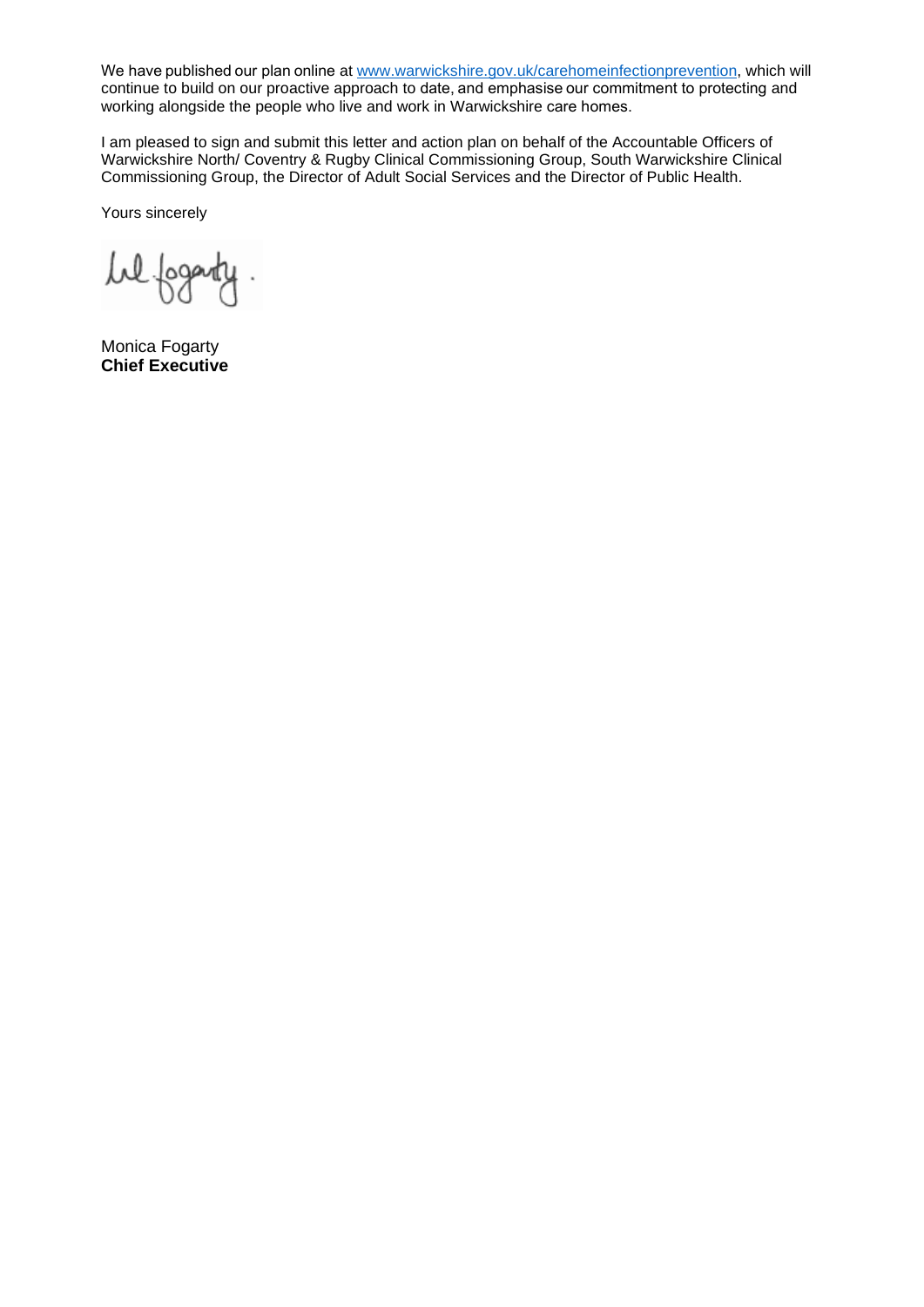We have published our plan online at [www.warwickshire.gov.uk/carehomeinfectionprevention](www.warwickshire.gov.uk/carehomeinfectionprevention), which will continue to build on our proactive approach to date, and emphasise our commitment to protecting and working alongside the people who live and work in Warwickshire care homes.

I am pleased to sign and submit this letter and action plan on behalf of the Accountable Officers of Warwickshire North/ Coventry & Rugby Clinical Commissioning Group, South Warwickshire Clinical Commissioning Group, the Director of Adult Social Services and the Director of Public Health.

Yours sincerely

Monica Fogarty
**Chief Executive**